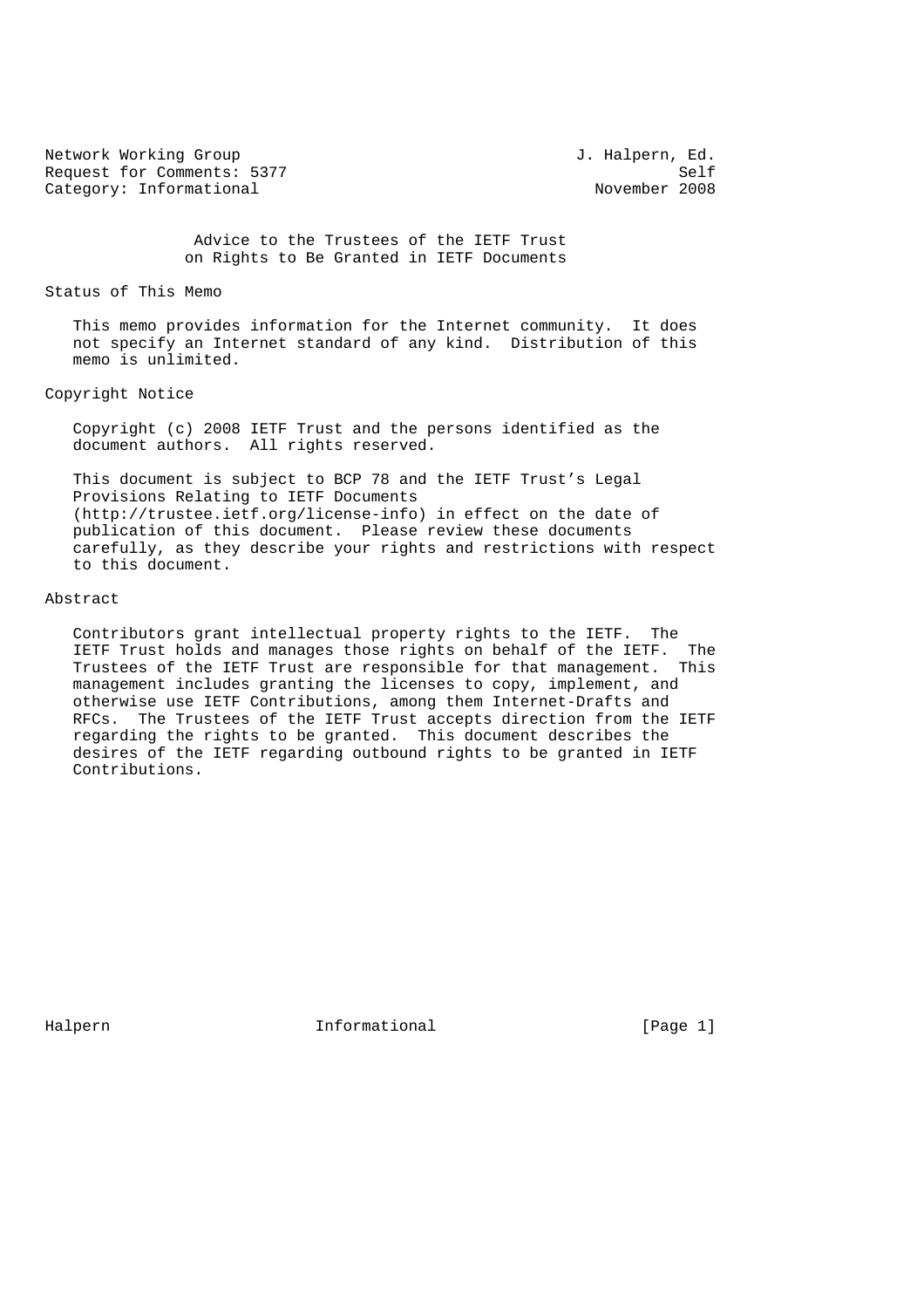Network Working Group J. Halpern, Ed.
Request for Comments: 5377 Self
Category: Informational November 2008

# Advice to the Trustees of the IETF Trust on Rights to Be Granted in IETF Documents

## Status of This Memo

This memo provides information for the Internet community. It does not specify an Internet standard of any kind. Distribution of this memo is unlimited.

## Copyright Notice

Copyright (c) 2008 IETF Trust and the persons identified as the document authors. All rights reserved.

This document is subject to BCP 78 and the IETF Trust's Legal Provisions Relating to IETF Documents (http://trustee.ietf.org/license-info) in effect on the date of publication of this document. Please review these documents carefully, as they describe your rights and restrictions with respect to this document.

## Abstract

Contributors grant intellectual property rights to the IETF. The IETF Trust holds and manages those rights on behalf of the IETF. The Trustees of the IETF Trust are responsible for that management. This management includes granting the licenses to copy, implement, and otherwise use IETF Contributions, among them Internet-Drafts and RFCs. The Trustees of the IETF Trust accepts direction from the IETF regarding the rights to be granted. This document describes the desires of the IETF regarding outbound rights to be granted in IETF Contributions.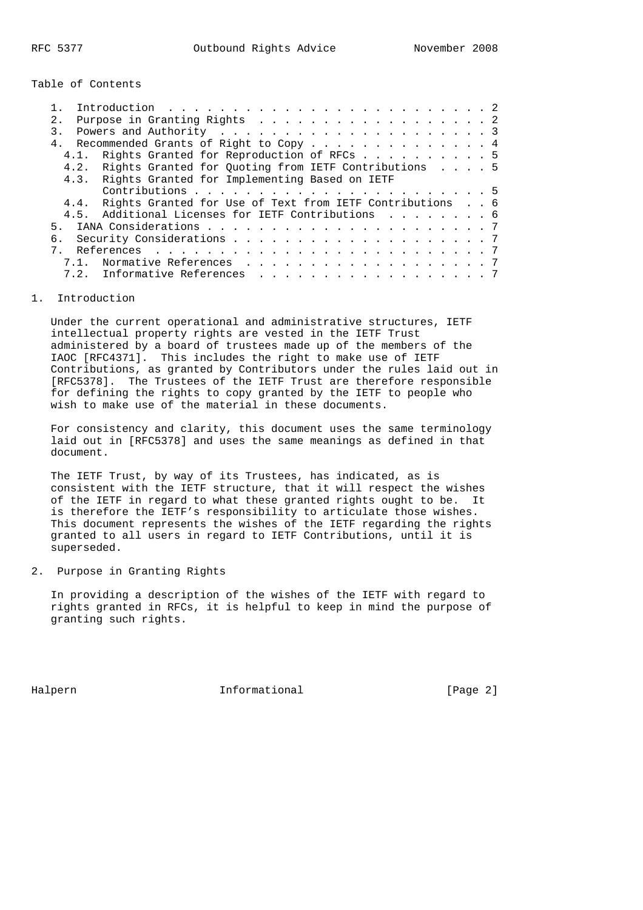Table of Contents

1. Introduction . . . . . . . . . . . . . . . . . . . . . . . . . 2
2. Purpose in Granting Rights . . . . . . . . . . . . . . . . . . 2
3. Powers and Authority . . . . . . . . . . . . . . . . . . . . . 3
4. Recommended Grants of Right to Copy . . . . . . . . . . . . . 4
   4.1. Rights Granted for Reproduction of RFCs . . . . . . . . . . 5
   4.2. Rights Granted for Quoting from IETF Contributions . . . . 5
   4.3. Rights Granted for Implementing Based on IETF Contributions . . . . . . . . . . . . . . . . . . . . . . . 5
   4.4. Rights Granted for Use of Text from IETF Contributions . . 6
   4.5. Additional Licenses for IETF Contributions . . . . . . . . 6
5. IANA Considerations . . . . . . . . . . . . . . . . . . . . . 7
6. Security Considerations . . . . . . . . . . . . . . . . . . . 7
7. References . . . . . . . . . . . . . . . . . . . . . . . . . 7
   7.1. Normative References . . . . . . . . . . . . . . . . . . 7
   7.2. Informative References . . . . . . . . . . . . . . . . . 7

## 1. Introduction

Under the current operational and administrative structures, IETF intellectual property rights are vested in the IETF Trust administered by a board of trustees made up of the members of the IAOC [RFC4371]. This includes the right to make use of IETF Contributions, as granted by Contributors under the rules laid out in [RFC5378]. The Trustees of the IETF Trust are therefore responsible for defining the rights to copy granted by the IETF to people who wish to make use of the material in these documents.

For consistency and clarity, this document uses the same terminology laid out in [RFC5378] and uses the same meanings as defined in that document.

The IETF Trust, by way of its Trustees, has indicated, as is consistent with the IETF structure, that it will respect the wishes of the IETF in regard to what these granted rights ought to be. It is therefore the IETF's responsibility to articulate those wishes. This document represents the wishes of the IETF regarding the rights granted to all users in regard to IETF Contributions, until it is superseded.

## 2. Purpose in Granting Rights

In providing a description of the wishes of the IETF with regard to rights granted in RFCs, it is helpful to keep in mind the purpose of granting such rights.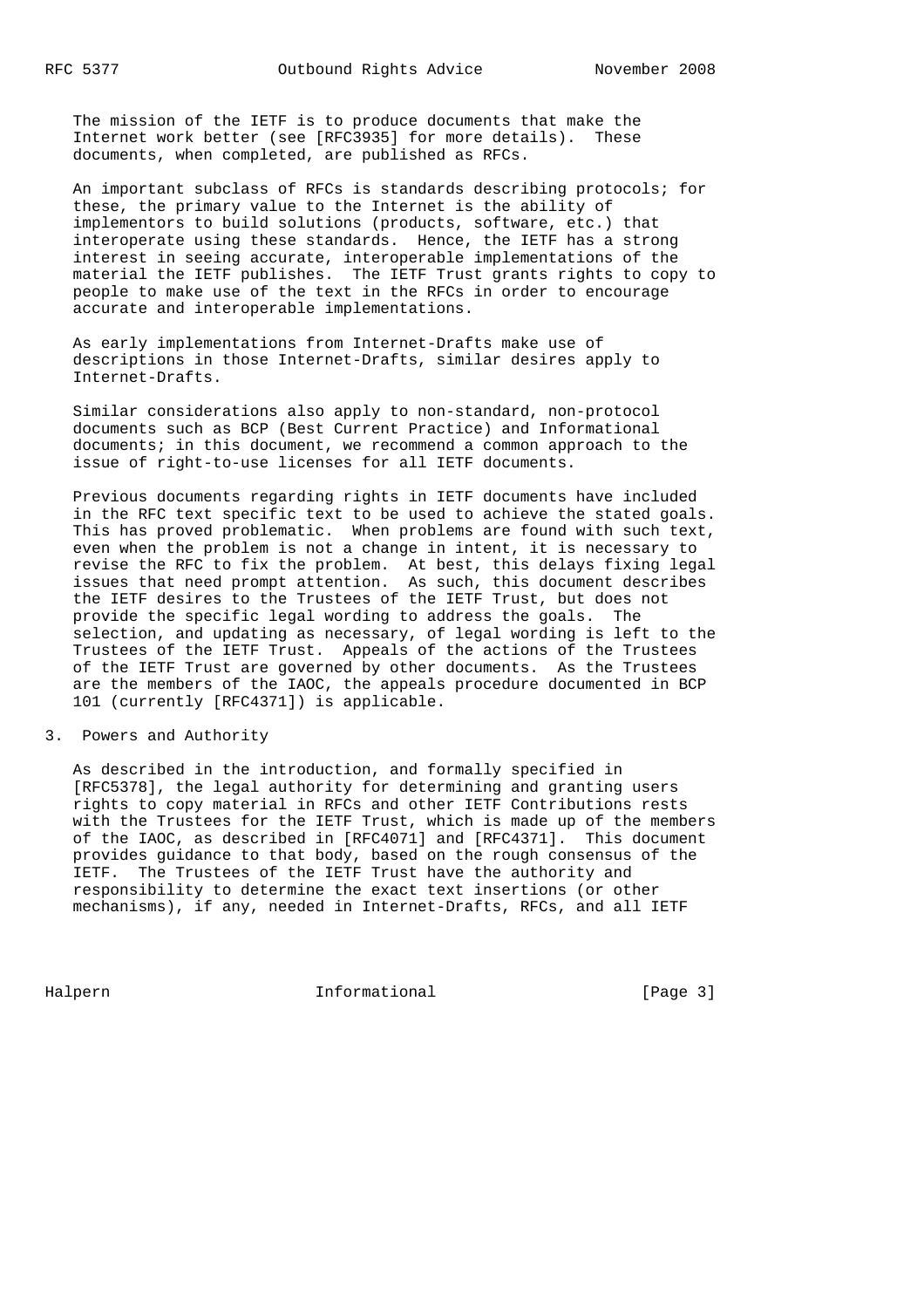The mission of the IETF is to produce documents that make the Internet work better (see [RFC3935] for more details). These documents, when completed, are published as RFCs.

An important subclass of RFCs is standards describing protocols; for these, the primary value to the Internet is the ability of implementors to build solutions (products, software, etc.) that interoperate using these standards. Hence, the IETF has a strong interest in seeing accurate, interoperable implementations of the material the IETF publishes. The IETF Trust grants rights to copy to people to make use of the text in the RFCs in order to encourage accurate and interoperable implementations.

As early implementations from Internet-Drafts make use of descriptions in those Internet-Drafts, similar desires apply to Internet-Drafts.

Similar considerations also apply to non-standard, non-protocol documents such as BCP (Best Current Practice) and Informational documents; in this document, we recommend a common approach to the issue of right-to-use licenses for all IETF documents.

Previous documents regarding rights in IETF documents have included in the RFC text specific text to be used to achieve the stated goals. This has proved problematic. When problems are found with such text, even when the problem is not a change in intent, it is necessary to revise the RFC to fix the problem. At best, this delays fixing legal issues that need prompt attention. As such, this document describes the IETF desires to the Trustees of the IETF Trust, but does not provide the specific legal wording to address the goals. The selection, and updating as necessary, of legal wording is left to the Trustees of the IETF Trust. Appeals of the actions of the Trustees of the IETF Trust are governed by other documents. As the Trustees are the members of the IAOC, the appeals procedure documented in BCP 101 (currently [RFC4371]) is applicable.

## 3. Powers and Authority

As described in the introduction, and formally specified in [RFC5378], the legal authority for determining and granting users rights to copy material in RFCs and other IETF Contributions rests with the Trustees for the IETF Trust, which is made up of the members of the IAOC, as described in [RFC4071] and [RFC4371]. This document provides guidance to that body, based on the rough consensus of the IETF. The Trustees of the IETF Trust have the authority and responsibility to determine the exact text insertions (or other mechanisms), if any, needed in Internet-Drafts, RFCs, and all IETF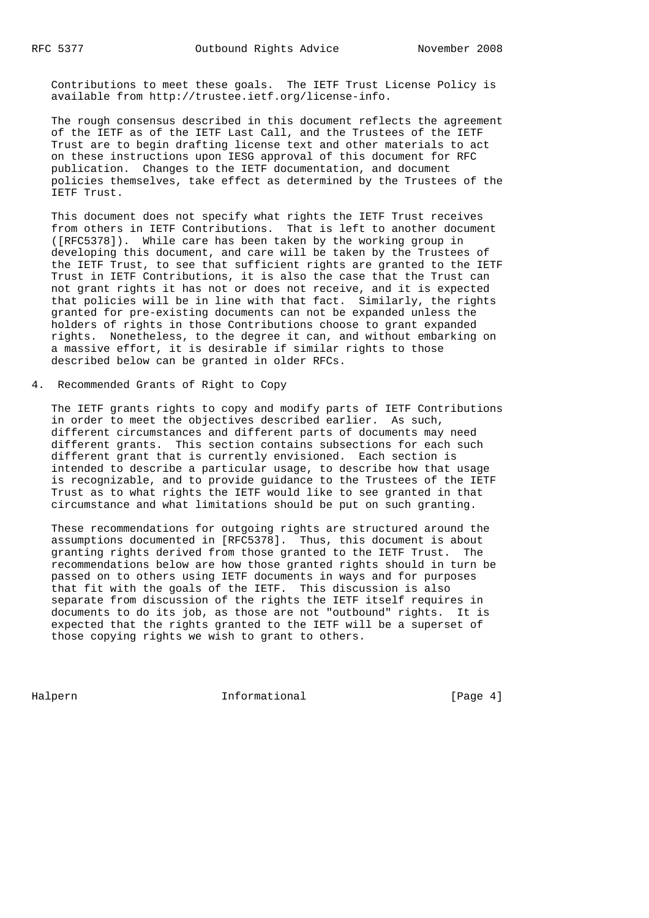Contributions to meet these goals. The IETF Trust License Policy is available from http://trustee.ietf.org/license-info.

The rough consensus described in this document reflects the agreement of the IETF as of the IETF Last Call, and the Trustees of the IETF Trust are to begin drafting license text and other materials to act on these instructions upon IESG approval of this document for RFC publication. Changes to the IETF documentation, and document policies themselves, take effect as determined by the Trustees of the IETF Trust.

This document does not specify what rights the IETF Trust receives from others in IETF Contributions. That is left to another document ([RFC5378]). While care has been taken by the working group in developing this document, and care will be taken by the Trustees of the IETF Trust, to see that sufficient rights are granted to the IETF Trust in IETF Contributions, it is also the case that the Trust can not grant rights it has not or does not receive, and it is expected that policies will be in line with that fact. Similarly, the rights granted for pre-existing documents can not be expanded unless the holders of rights in those Contributions choose to grant expanded rights. Nonetheless, to the degree it can, and without embarking on a massive effort, it is desirable if similar rights to those described below can be granted in older RFCs.

## 4. Recommended Grants of Right to Copy

The IETF grants rights to copy and modify parts of IETF Contributions in order to meet the objectives described earlier. As such, different circumstances and different parts of documents may need different grants. This section contains subsections for each such different grant that is currently envisioned. Each section is intended to describe a particular usage, to describe how that usage is recognizable, and to provide guidance to the Trustees of the IETF Trust as to what rights the IETF would like to see granted in that circumstance and what limitations should be put on such granting.

These recommendations for outgoing rights are structured around the assumptions documented in [RFC5378]. Thus, this document is about granting rights derived from those granted to the IETF Trust. The recommendations below are how those granted rights should in turn be passed on to others using IETF documents in ways and for purposes that fit with the goals of the IETF. This discussion is also separate from discussion of the rights the IETF itself requires in documents to do its job, as those are not "outbound" rights. It is expected that the rights granted to the IETF will be a superset of those copying rights we wish to grant to others.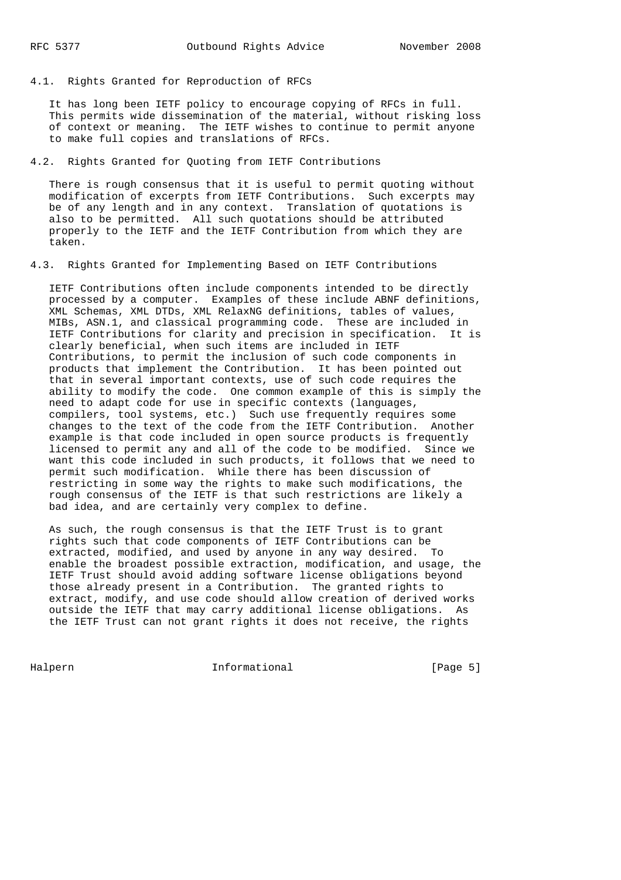### 4.1. Rights Granted for Reproduction of RFCs

It has long been IETF policy to encourage copying of RFCs in full. This permits wide dissemination of the material, without risking loss of context or meaning. The IETF wishes to continue to permit anyone to make full copies and translations of RFCs.

### 4.2. Rights Granted for Quoting from IETF Contributions

There is rough consensus that it is useful to permit quoting without modification of excerpts from IETF Contributions. Such excerpts may be of any length and in any context. Translation of quotations is also to be permitted. All such quotations should be attributed properly to the IETF and the IETF Contribution from which they are taken.

### 4.3. Rights Granted for Implementing Based on IETF Contributions

IETF Contributions often include components intended to be directly processed by a computer. Examples of these include ABNF definitions, XML Schemas, XML DTDs, XML RelaxNG definitions, tables of values, MIBs, ASN.1, and classical programming code. These are included in IETF Contributions for clarity and precision in specification. It is clearly beneficial, when such items are included in IETF Contributions, to permit the inclusion of such code components in products that implement the Contribution. It has been pointed out that in several important contexts, use of such code requires the ability to modify the code. One common example of this is simply the need to adapt code for use in specific contexts (languages, compilers, tool systems, etc.) Such use frequently requires some changes to the text of the code from the IETF Contribution. Another example is that code included in open source products is frequently licensed to permit any and all of the code to be modified. Since we want this code included in such products, it follows that we need to permit such modification. While there has been discussion of restricting in some way the rights to make such modifications, the rough consensus of the IETF is that such restrictions are likely a bad idea, and are certainly very complex to define.

As such, the rough consensus is that the IETF Trust is to grant rights such that code components of IETF Contributions can be extracted, modified, and used by anyone in any way desired. To enable the broadest possible extraction, modification, and usage, the IETF Trust should avoid adding software license obligations beyond those already present in a Contribution. The granted rights to extract, modify, and use code should allow creation of derived works outside the IETF that may carry additional license obligations. As the IETF Trust can not grant rights it does not receive, the rights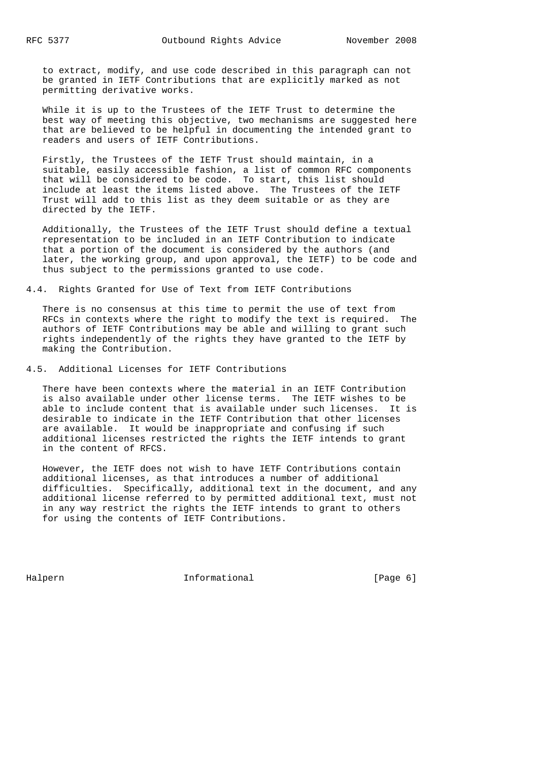to extract, modify, and use code described in this paragraph can not be granted in IETF Contributions that are explicitly marked as not permitting derivative works.

While it is up to the Trustees of the IETF Trust to determine the best way of meeting this objective, two mechanisms are suggested here that are believed to be helpful in documenting the intended grant to readers and users of IETF Contributions.

Firstly, the Trustees of the IETF Trust should maintain, in a suitable, easily accessible fashion, a list of common RFC components that will be considered to be code. To start, this list should include at least the items listed above. The Trustees of the IETF Trust will add to this list as they deem suitable or as they are directed by the IETF.

Additionally, the Trustees of the IETF Trust should define a textual representation to be included in an IETF Contribution to indicate that a portion of the document is considered by the authors (and later, the working group, and upon approval, the IETF) to be code and thus subject to the permissions granted to use code.

### 4.4. Rights Granted for Use of Text from IETF Contributions

There is no consensus at this time to permit the use of text from RFCs in contexts where the right to modify the text is required. The authors of IETF Contributions may be able and willing to grant such rights independently of the rights they have granted to the IETF by making the Contribution.

### 4.5. Additional Licenses for IETF Contributions

There have been contexts where the material in an IETF Contribution is also available under other license terms. The IETF wishes to be able to include content that is available under such licenses. It is desirable to indicate in the IETF Contribution that other licenses are available. It would be inappropriate and confusing if such additional licenses restricted the rights the IETF intends to grant in the content of RFCS.

However, the IETF does not wish to have IETF Contributions contain additional licenses, as that introduces a number of additional difficulties. Specifically, additional text in the document, and any additional license referred to by permitted additional text, must not in any way restrict the rights the IETF intends to grant to others for using the contents of IETF Contributions.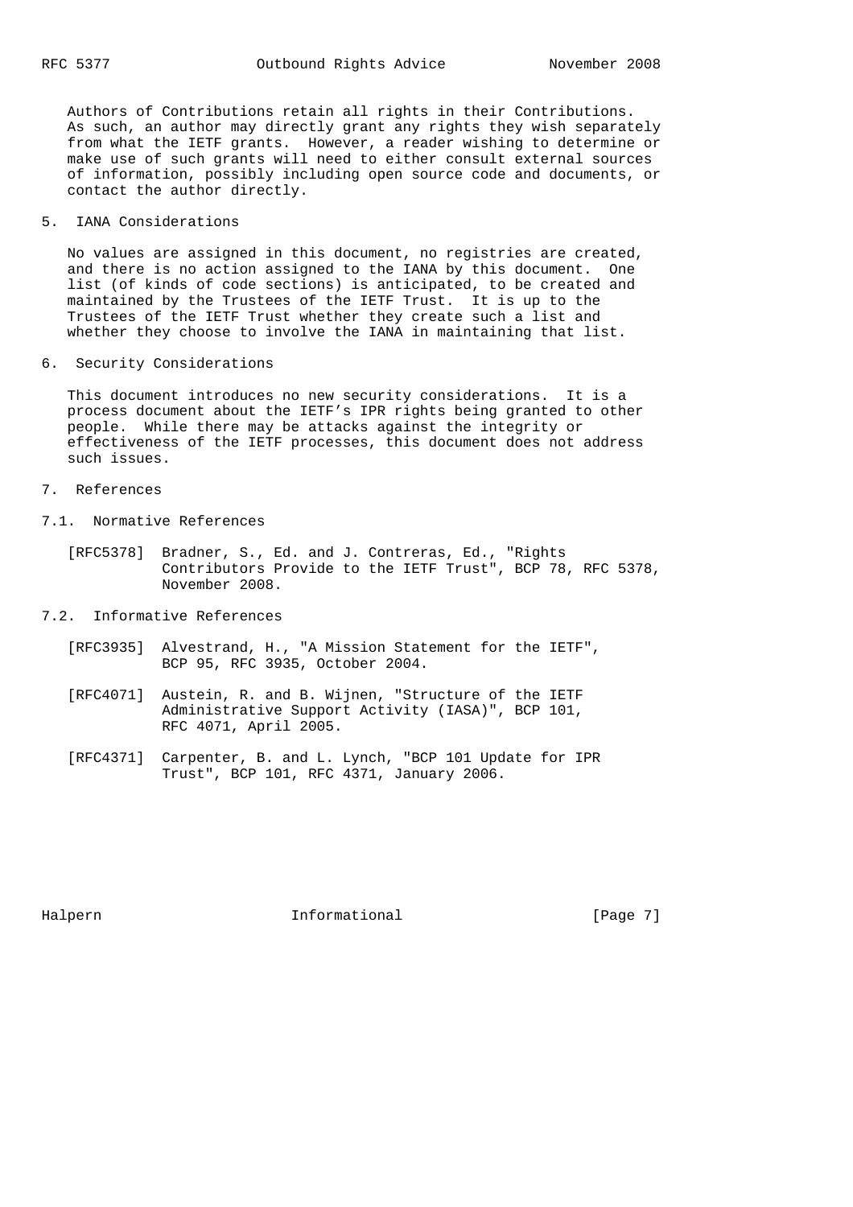Authors of Contributions retain all rights in their Contributions. As such, an author may directly grant any rights they wish separately from what the IETF grants. However, a reader wishing to determine or make use of such grants will need to either consult external sources of information, possibly including open source code and documents, or contact the author directly.

## 5. IANA Considerations

No values are assigned in this document, no registries are created, and there is no action assigned to the IANA by this document. One list (of kinds of code sections) is anticipated, to be created and maintained by the Trustees of the IETF Trust. It is up to the Trustees of the IETF Trust whether they create such a list and whether they choose to involve the IANA in maintaining that list.

## 6. Security Considerations

This document introduces no new security considerations. It is a process document about the IETF's IPR rights being granted to other people. While there may be attacks against the integrity or effectiveness of the IETF processes, this document does not address such issues.

## 7. References

### 7.1. Normative References

[RFC5378] Bradner, S., Ed. and J. Contreras, Ed., "Rights Contributors Provide to the IETF Trust", BCP 78, RFC 5378, November 2008.

### 7.2. Informative References

[RFC3935] Alvestrand, H., "A Mission Statement for the IETF", BCP 95, RFC 3935, October 2004.

[RFC4071] Austein, R. and B. Wijnen, "Structure of the IETF Administrative Support Activity (IASA)", BCP 101, RFC 4071, April 2005.

[RFC4371] Carpenter, B. and L. Lynch, "BCP 101 Update for IPR Trust", BCP 101, RFC 4371, January 2006.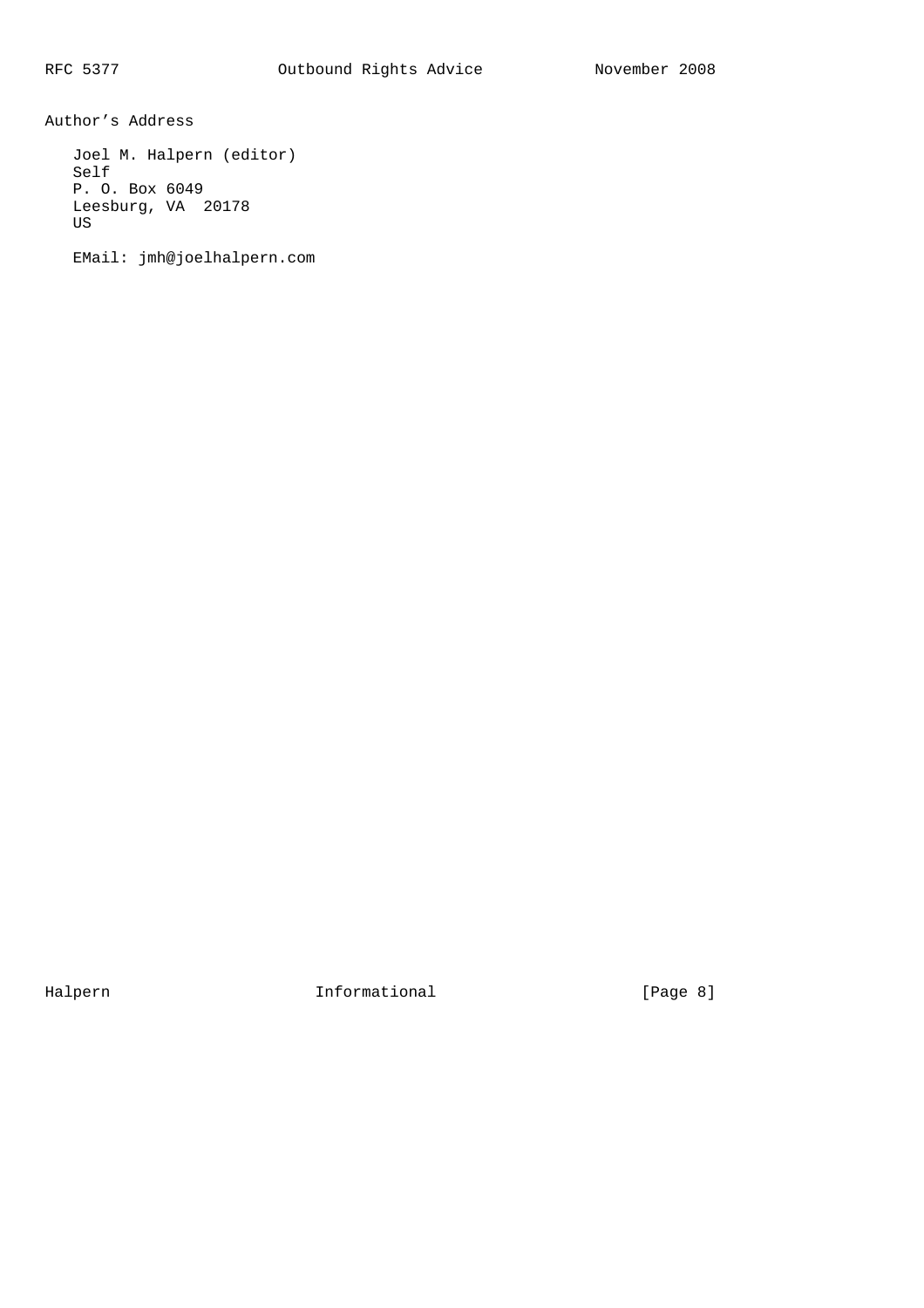## Author's Address

Joel M. Halpern (editor)
Self
P. O. Box 6049
Leesburg, VA  20178
US

EMail: jmh@joelhalpern.com